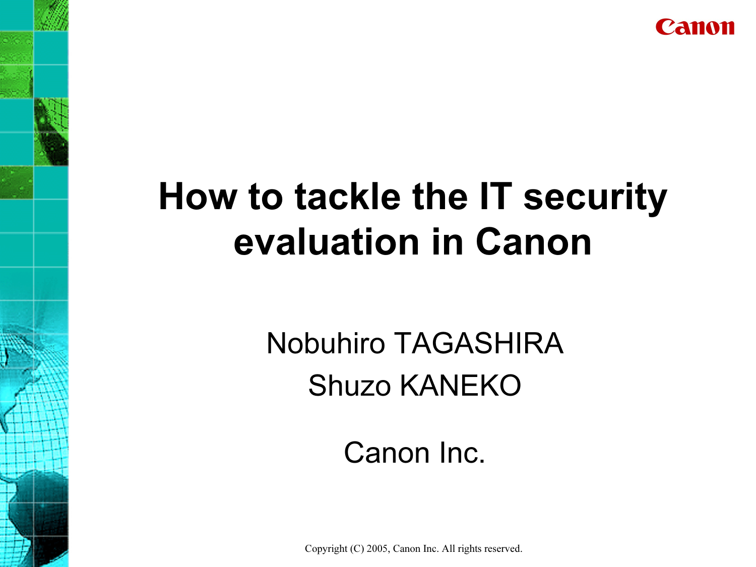Canon

# How to tackle the IT security evaluation in Canon

Nobuhiro TAGASHIRA

Shuzo KANEKO

Canon Inc.

Copyright (C) 2005, Canon Inc. All rights reserved.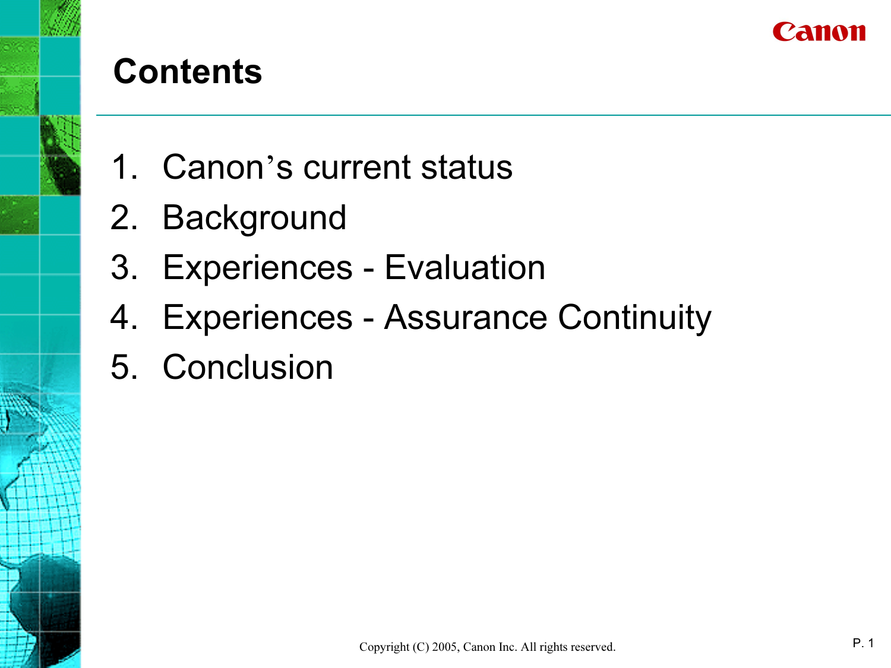# Contents

1. Canon's current status
2. Background
3. Experiences - Evaluation
4. Experiences - Assurance Continuity
5. Conclusion

Copyright (C) 2005, Canon Inc. All rights reserved.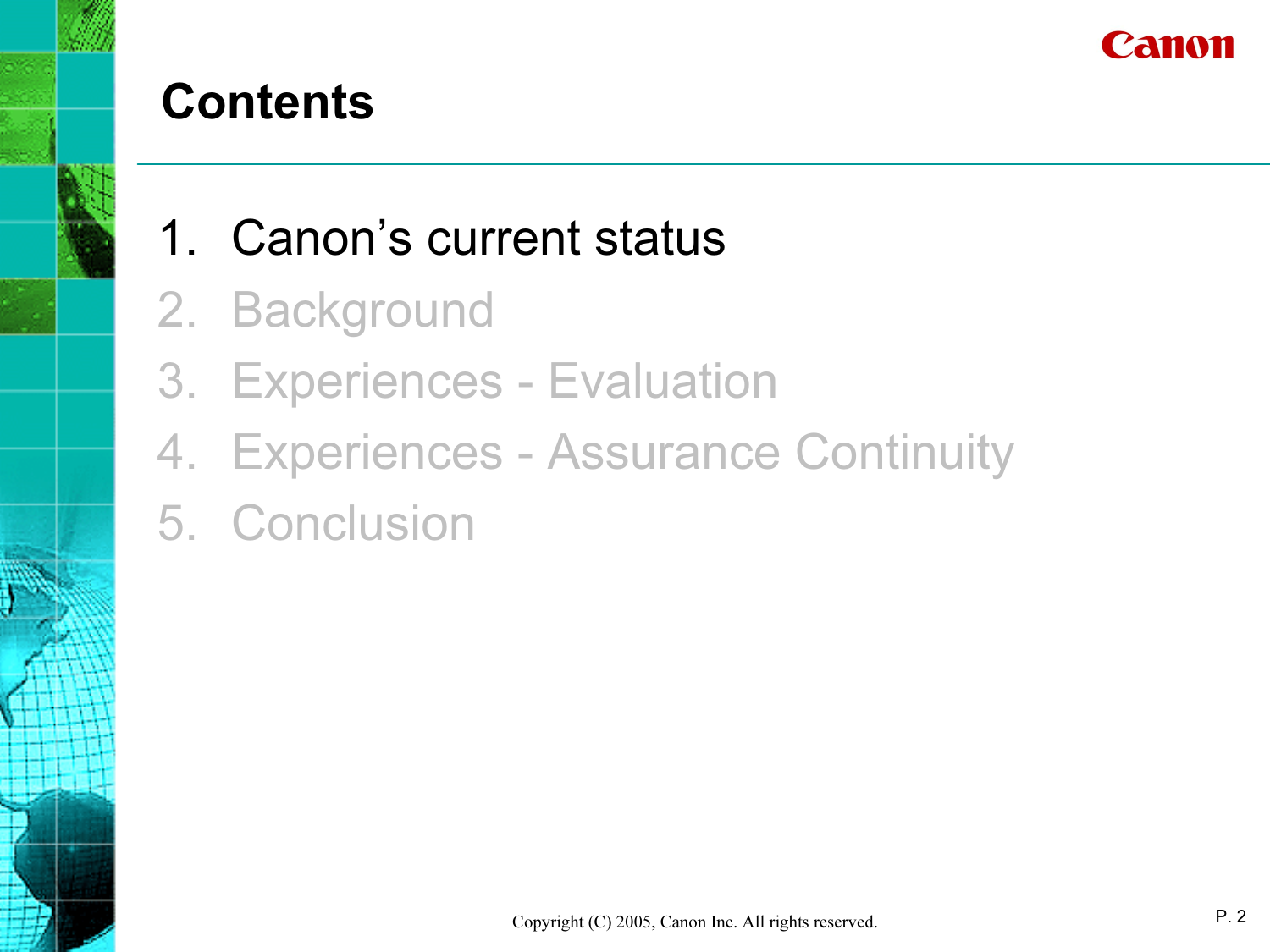# Contents

1. Canon's current status
2. Background
3. Experiences - Evaluation
4. Experiences - Assurance Continuity
5. Conclusion

Copyright (C) 2005, Canon Inc. All rights reserved.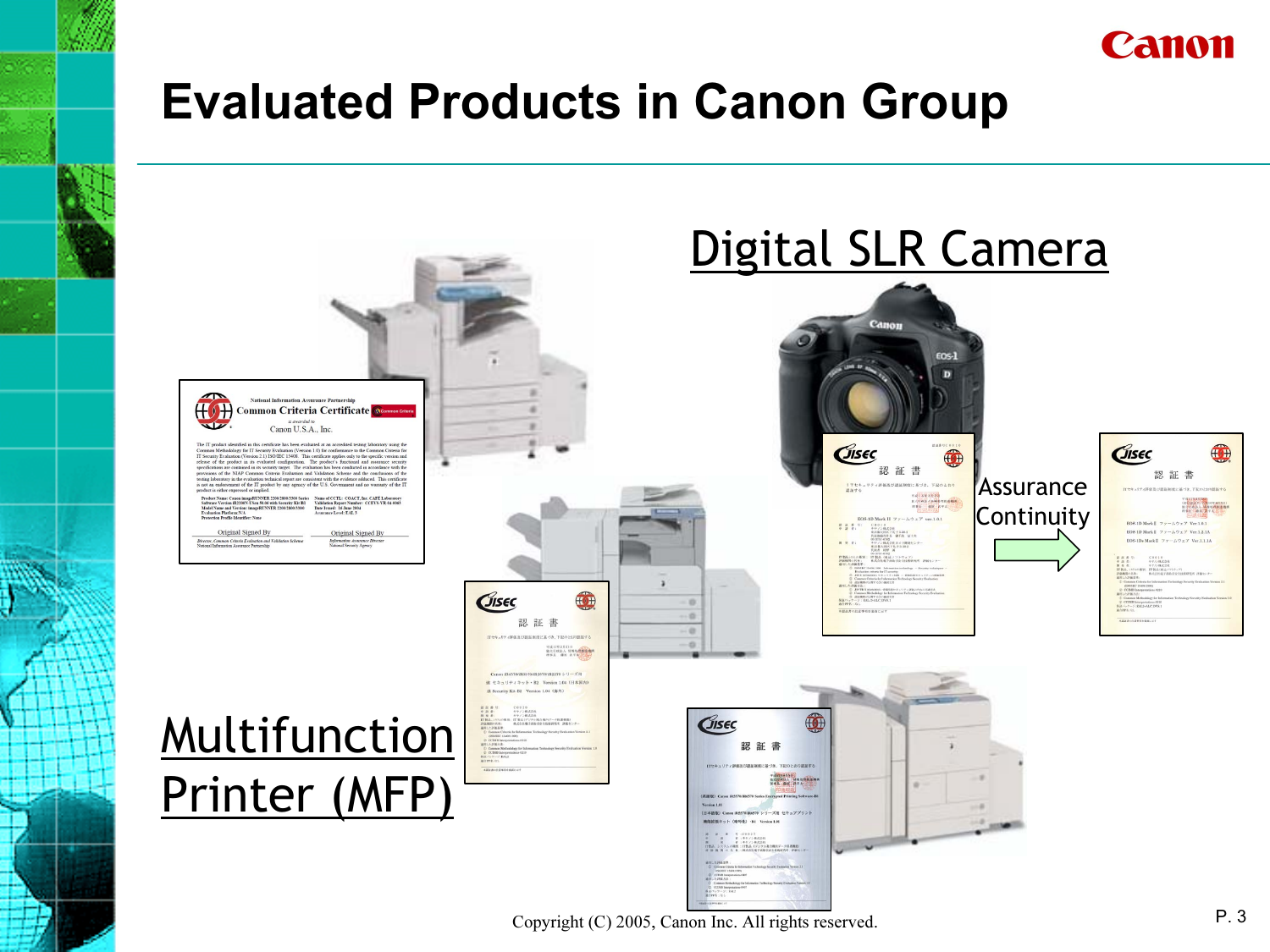# Evaluated Products in Canon Group

Digital SLR Camera

Assurance Continuity

Multifunction Printer (MFP)

Copyright (C) 2005, Canon Inc. All rights reserved.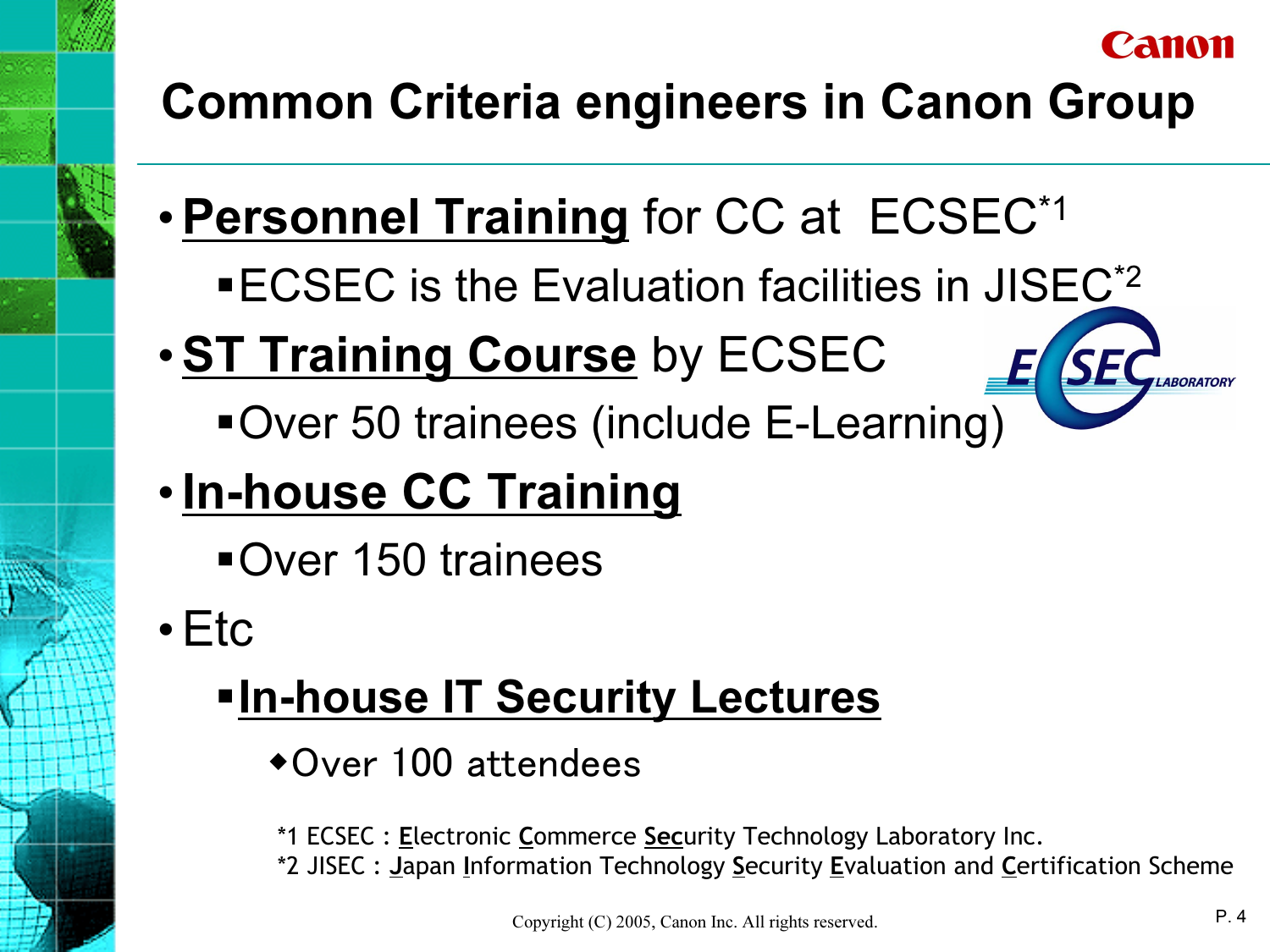# Common Criteria engineers in Canon Group

- **Personnel Training** for CC at ECSEC[*1]
  - ECSEC is the Evaluation facilities in JISEC[*2]
- **ST Training Course** by ECSEC
  - Over 50 trainees (include E-Learning)
- **In-house CC Training**
  - Over 150 trainees
- Etc
  - **In-house IT Security Lectures**
    - Over 100 attendees

*1 ECSEC : Electronic Commerce Security Technology Laboratory Inc.
*2 JISEC : Japan Information Technology Security Evaluation and Certification Scheme

Copyright (C) 2005, Canon Inc. All rights reserved.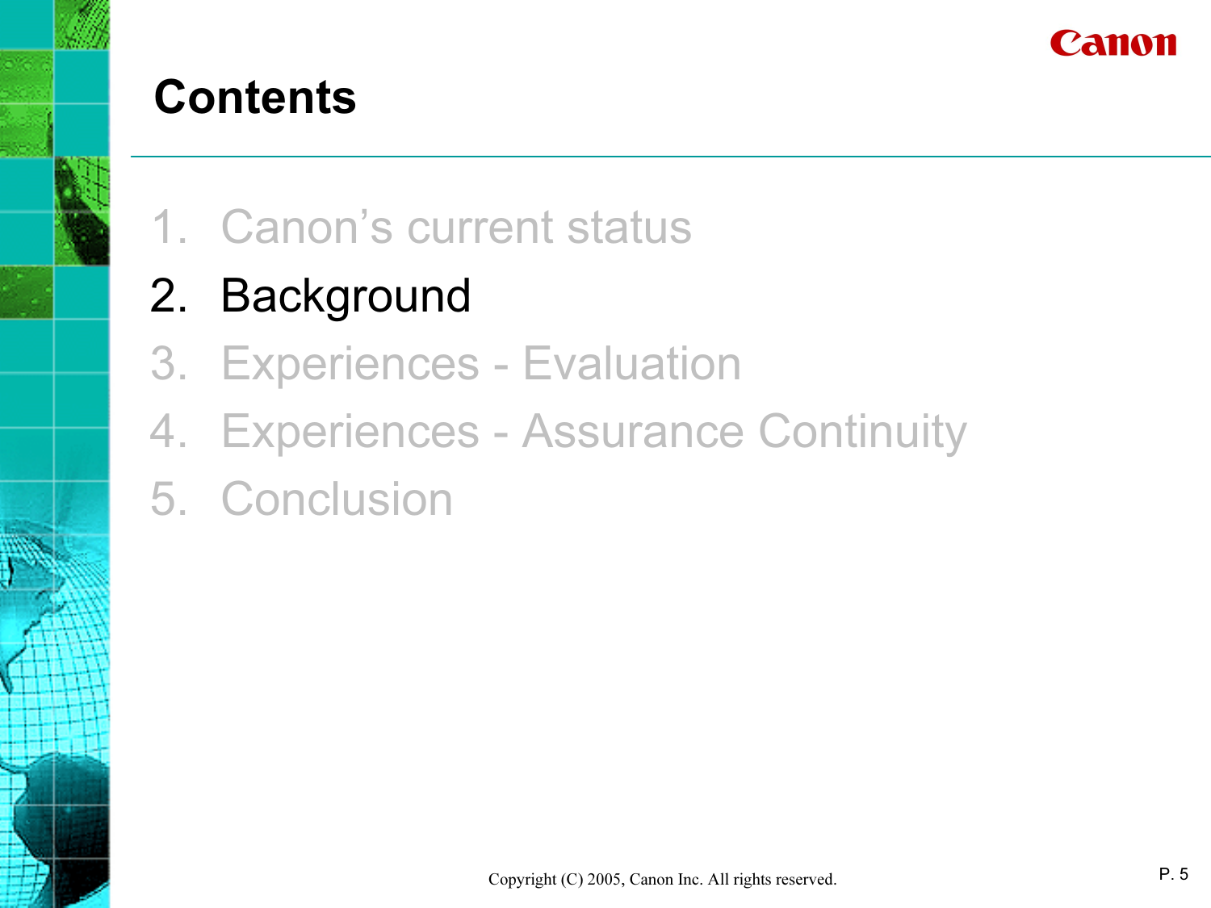# Contents

1. Canon's current status
2. Background
3. Experiences - Evaluation
4. Experiences - Assurance Continuity
5. Conclusion

Copyright (C) 2005, Canon Inc. All rights reserved.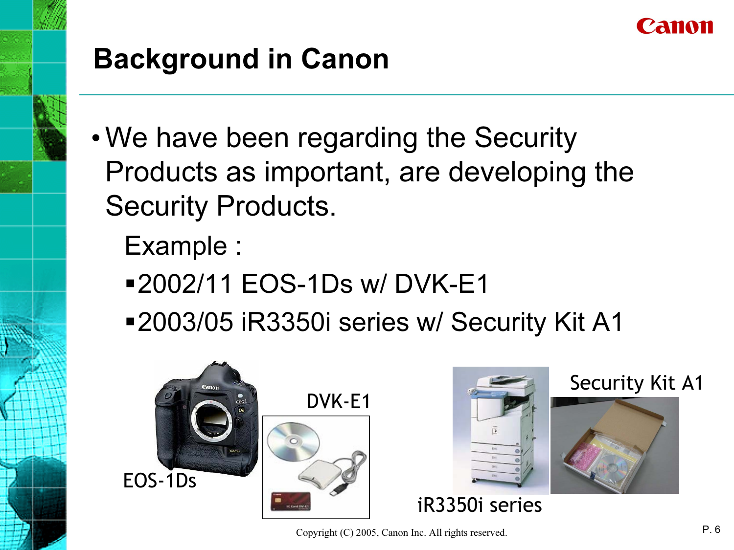# Background in Canon

- We have been regarding the Security Products as important, are developing the Security Products.

  Example :

  - 2002/11 EOS-1Ds w/ DVK-E1
  - 2003/05 iR3350i series w/ Security Kit A1

EOS-1Ds

DVK-E1

iR3350i series

Security Kit A1

Copyright (C) 2005, Canon Inc. All rights reserved.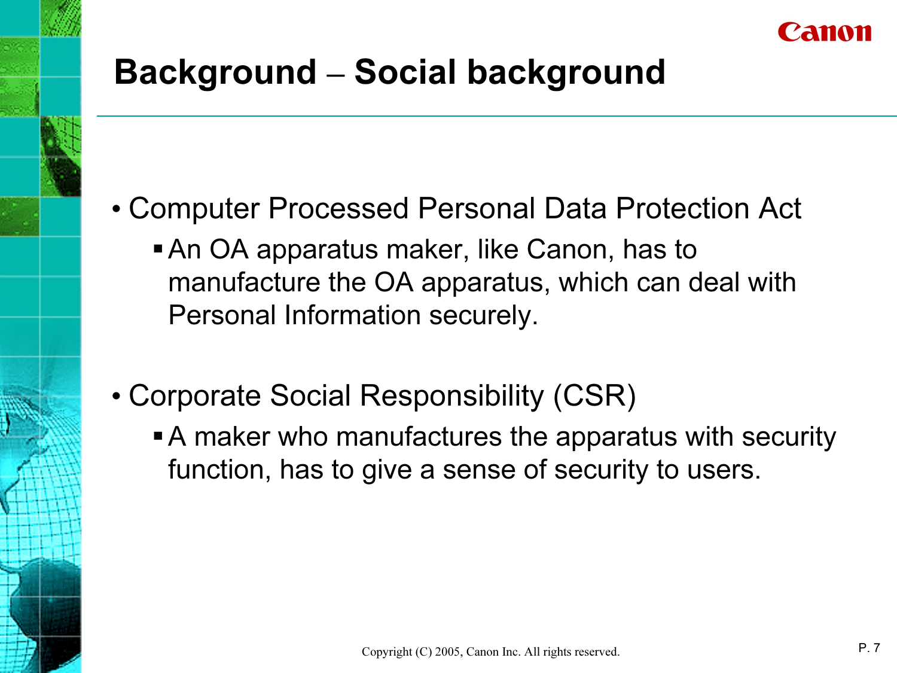# Background – Social background

- Computer Processed Personal Data Protection Act
  - An OA apparatus maker, like Canon, has to manufacture the OA apparatus, which can deal with Personal Information securely.
- Corporate Social Responsibility (CSR)
  - A maker who manufactures the apparatus with security function, has to give a sense of security to users.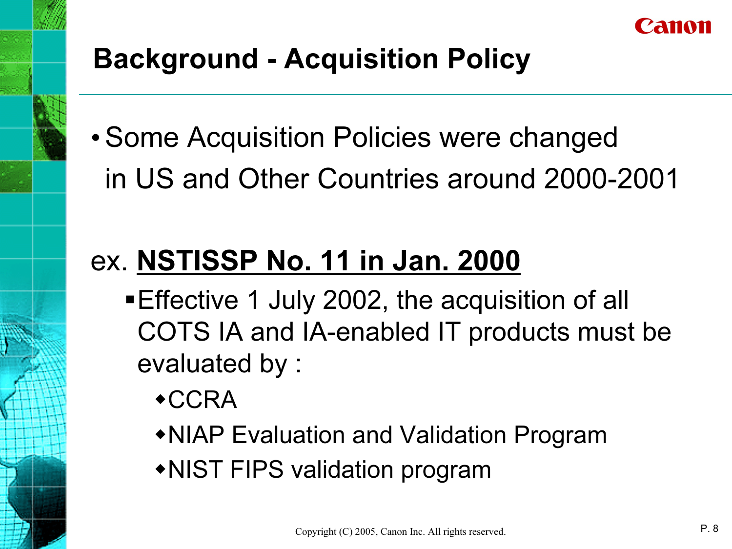# Background - Acquisition Policy

- Some Acquisition Policies were changed in US and Other Countries around 2000-2001

ex. **NSTISSP No. 11 in Jan. 2000**

- Effective 1 July 2002, the acquisition of all COTS IA and IA-enabled IT products must be evaluated by :
  - CCRA
  - NIAP Evaluation and Validation Program
  - NIST FIPS validation program

Copyright (C) 2005, Canon Inc. All rights reserved.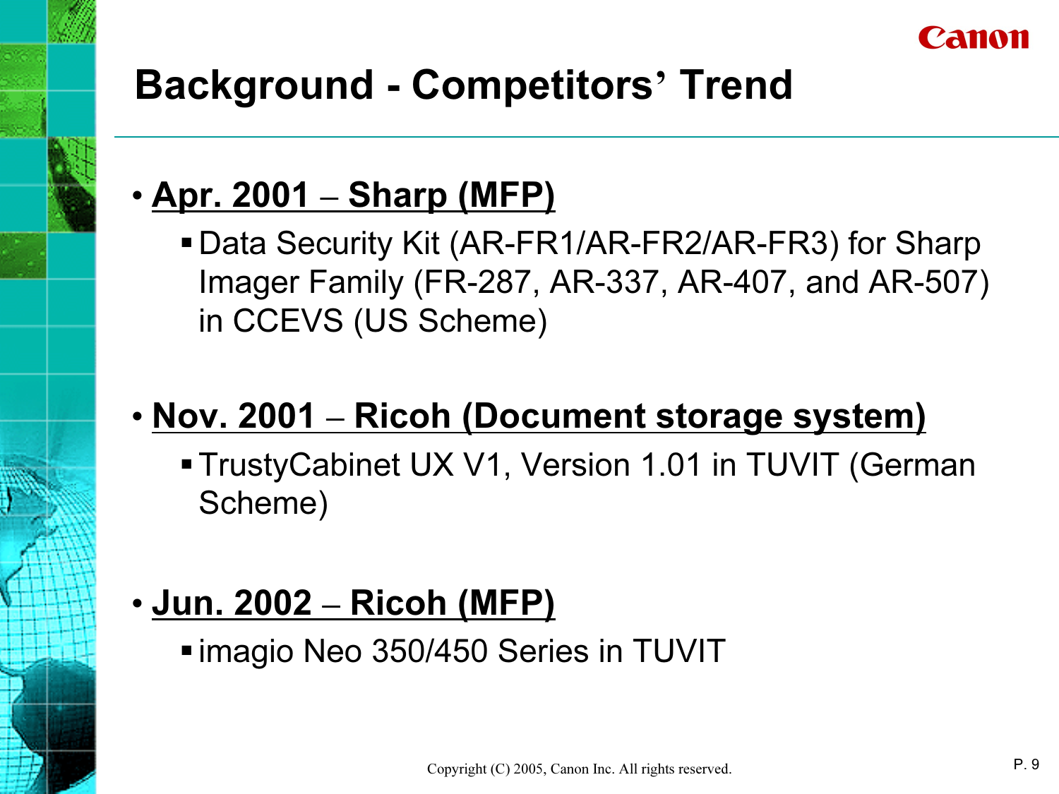# Background - Competitors' Trend

- **Apr. 2001 – Sharp (MFP)**
  - Data Security Kit (AR-FR1/AR-FR2/AR-FR3) for Sharp Imager Family (FR-287, AR-337, AR-407, and AR-507) in CCEVS (US Scheme)

- **Nov. 2001 – Ricoh (Document storage system)**
  - TrustyCabinet UX V1, Version 1.01 in TUVIT (German Scheme)

- **Jun. 2002 – Ricoh (MFP)**
  - imagio Neo 350/450 Series in TUVIT

Copyright (C) 2005, Canon Inc. All rights reserved.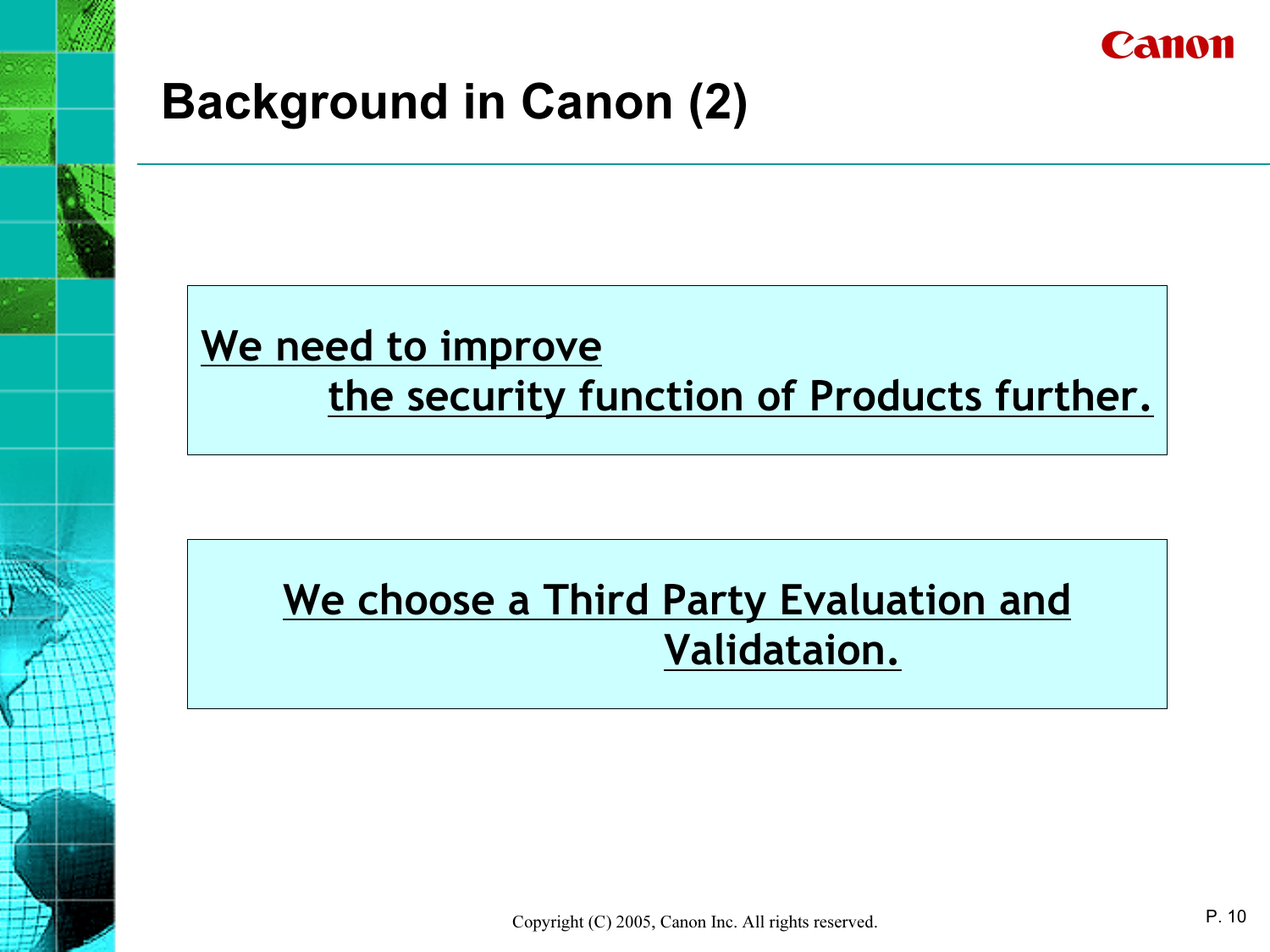# Background in Canon (2)

We need to improve the security function of Products further.

We choose a Third Party Evaluation and Validataion.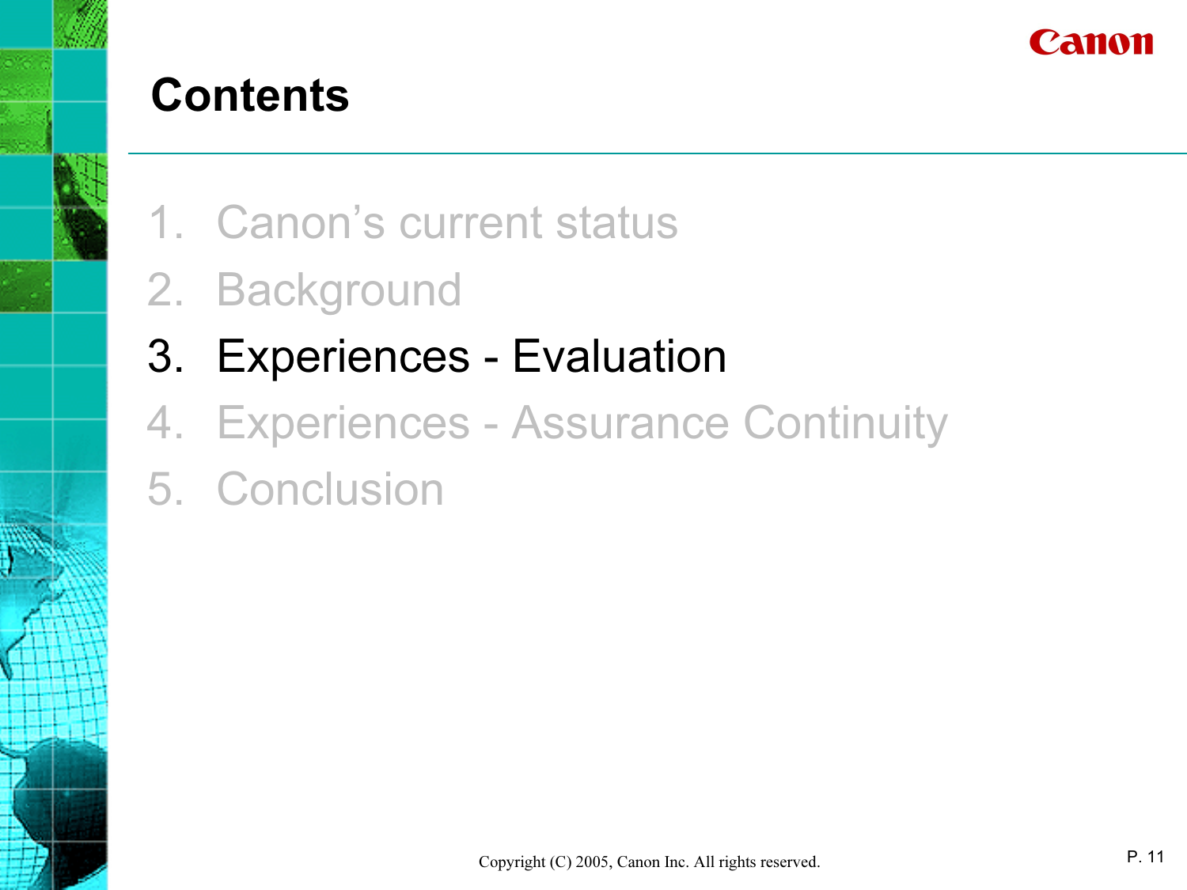# Contents

1. Canon's current status
2. Background
3. **Experiences - Evaluation**
4. Experiences - Assurance Continuity
5. Conclusion

Copyright (C) 2005, Canon Inc. All rights reserved.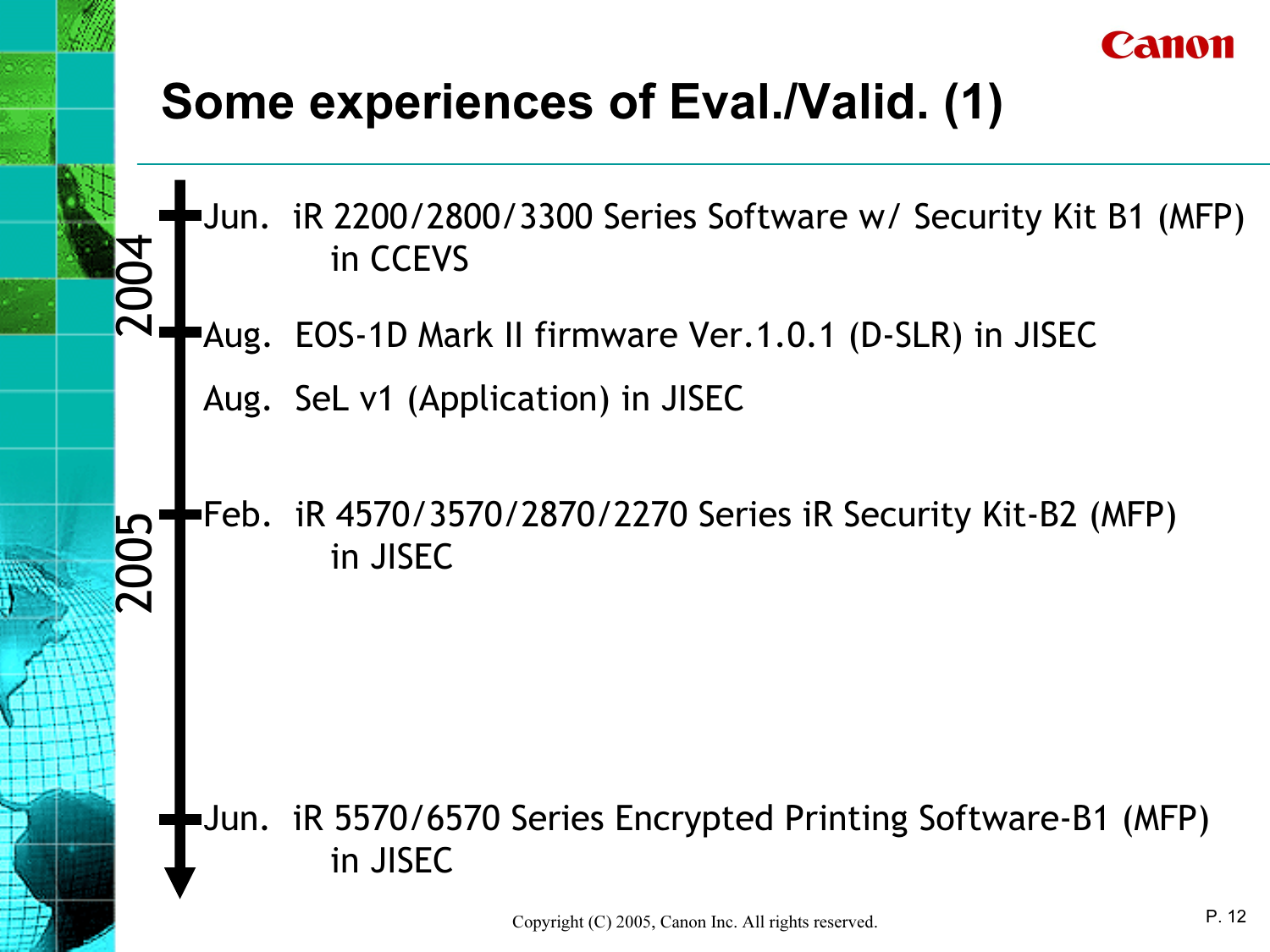# Some experiences of Eval./Valid. (1)

**2004**

- Jun. iR 2200/2800/3300 Series Software w/ Security Kit B1 (MFP) in CCEVS
- Aug. EOS-1D Mark II firmware Ver.1.0.1 (D-SLR) in JISEC
- Aug. SeL v1 (Application) in JISEC

**2005**

- Feb. iR 4570/3570/2870/2270 Series iR Security Kit-B2 (MFP) in JISEC
- Jun. iR 5570/6570 Series Encrypted Printing Software-B1 (MFP) in JISEC

Copyright (C) 2005, Canon Inc. All rights reserved.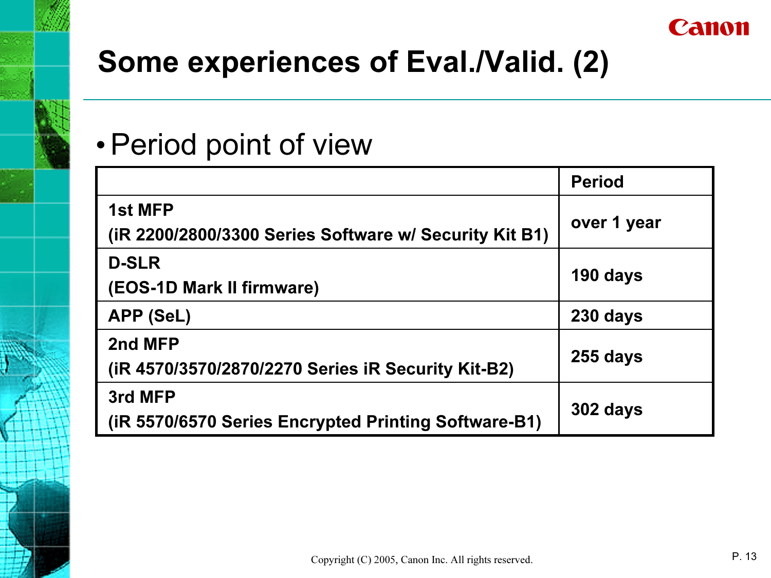# Some experiences of Eval./Valid. (2)

- Period point of view

| | Period |
|---|---|
| 1st MFP<br>(iR 2200/2800/3300 Series Software w/ Security Kit B1) | over 1 year |
| D-SLR<br>(EOS-1D Mark II firmware) | 190 days |
| APP (SeL) | 230 days |
| 2nd MFP<br>(iR 4570/3570/2870/2270 Series iR Security Kit-B2) | 255 days |
| 3rd MFP<br>(iR 5570/6570 Series Encrypted Printing Software-B1) | 302 days |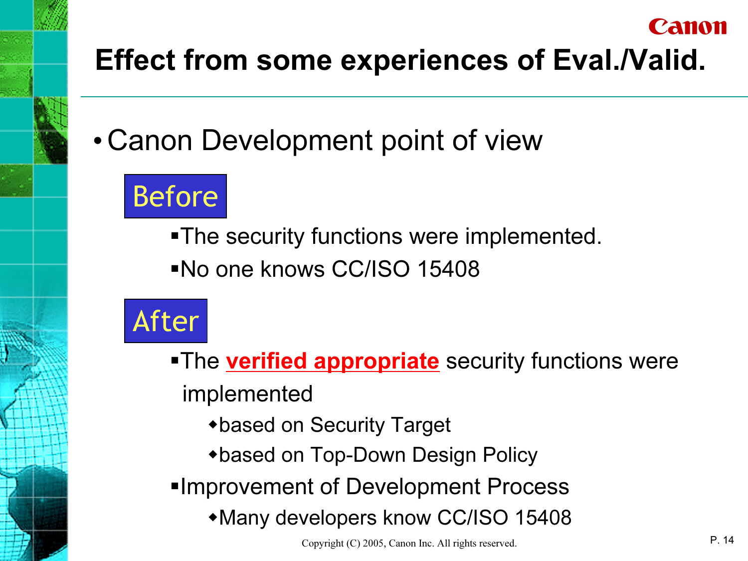# Effect from some experiences of Eval./Valid.

- Canon Development point of view

**Before**

- The security functions were implemented.
- No one knows CC/ISO 15408

**After**

- The **verified appropriate** security functions were implemented
  - based on Security Target
  - based on Top-Down Design Policy
- Improvement of Development Process
  - Many developers know CC/ISO 15408

Copyright (C) 2005, Canon Inc. All rights reserved.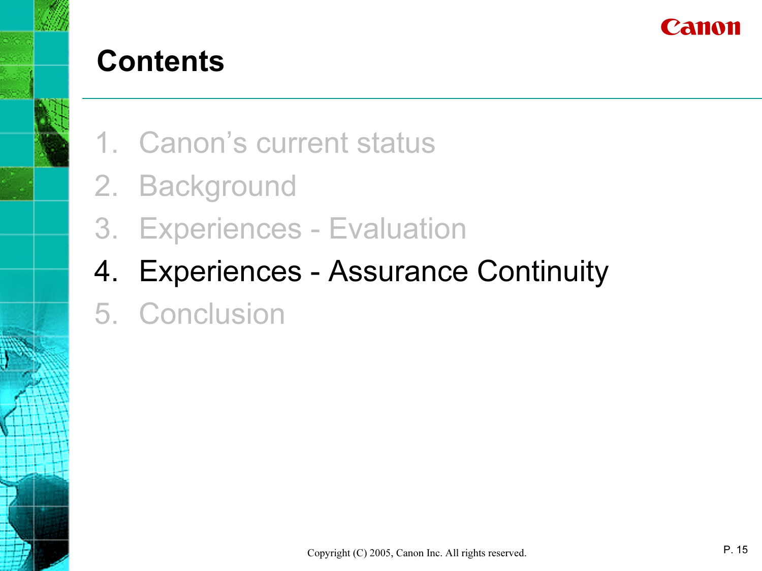# Contents

1. Canon's current status
2. Background
3. Experiences - Evaluation
4. Experiences - Assurance Continuity
5. Conclusion

Copyright (C) 2005, Canon Inc. All rights reserved.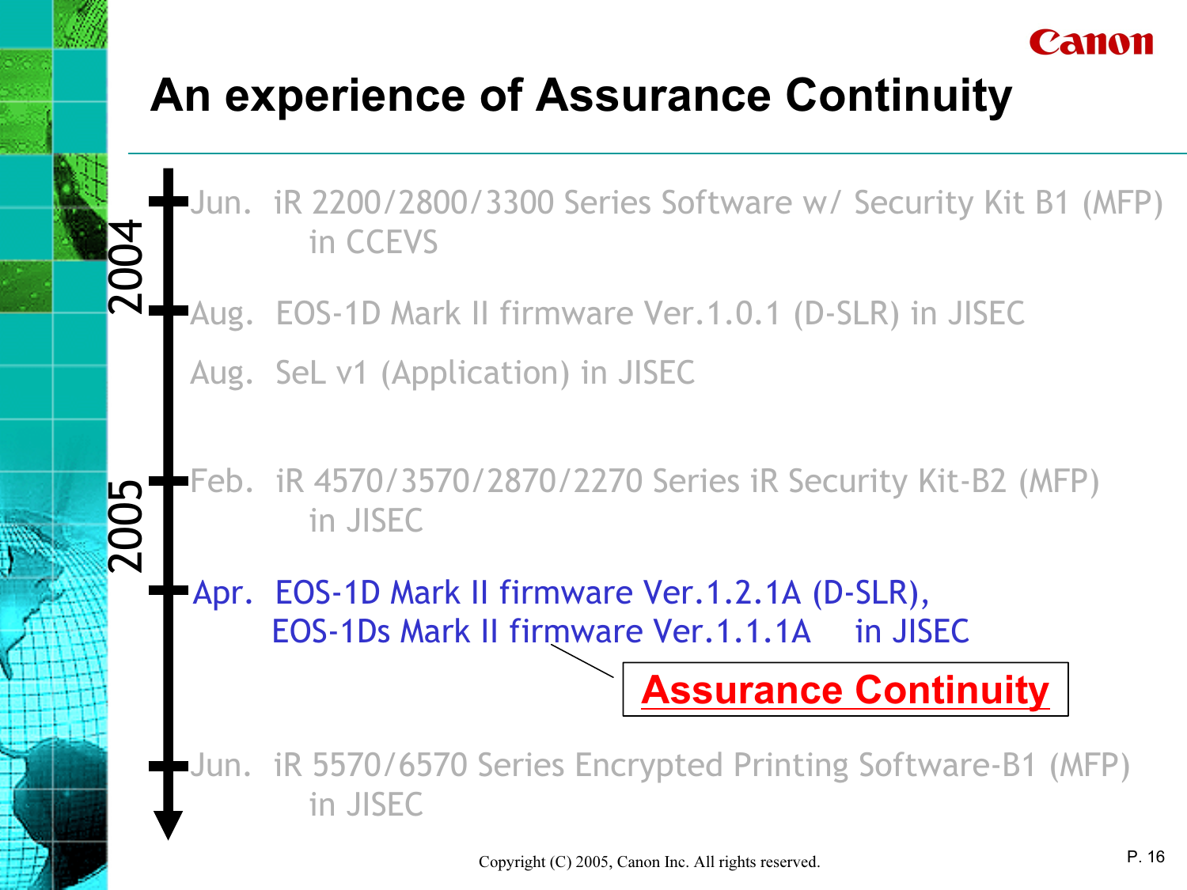# An experience of Assurance Continuity

**2004**

- Jun. iR 2200/2800/3300 Series Software w/ Security Kit B1 (MFP) in CCEVS
- Aug. EOS-1D Mark II firmware Ver.1.0.1 (D-SLR) in JISEC
- Aug. SeL v1 (Application) in JISEC

**2005**

- Feb. iR 4570/3570/2870/2270 Series iR Security Kit-B2 (MFP) in JISEC
- Apr. EOS-1D Mark II firmware Ver.1.2.1A (D-SLR), EOS-1Ds Mark II firmware Ver.1.1.1A in JISEC — **Assurance Continuity**
- Jun. iR 5570/6570 Series Encrypted Printing Software-B1 (MFP) in JISEC

Copyright (C) 2005, Canon Inc. All rights reserved.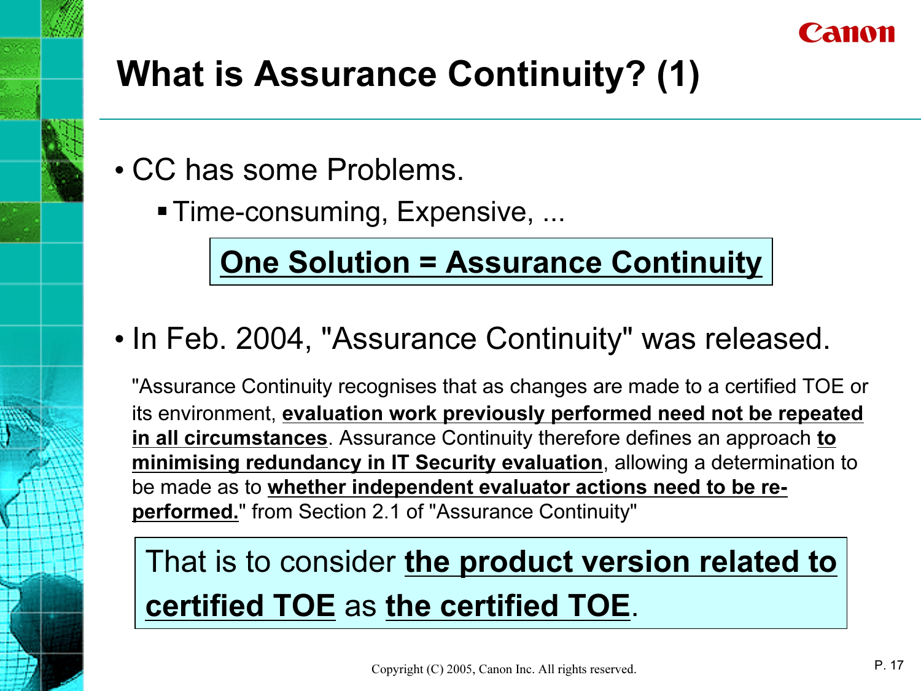# What is Assurance Continuity? (1)

- CC has some Problems.
  - Time-consuming, Expensive, ...

**One Solution = Assurance Continuity**

- In Feb. 2004, "Assurance Continuity" was released.

"Assurance Continuity recognises that as changes are made to a certified TOE or its environment, **evaluation work previously performed need not be repeated in all circumstances**. Assurance Continuity therefore defines an approach **to minimising redundancy in IT Security evaluation**, allowing a determination to be made as to **whether independent evaluator actions need to be re-performed.**" from Section 2.1 of "Assurance Continuity"

That is to consider **the product version related to certified TOE** as **the certified TOE**.

Copyright (C) 2005, Canon Inc. All rights reserved.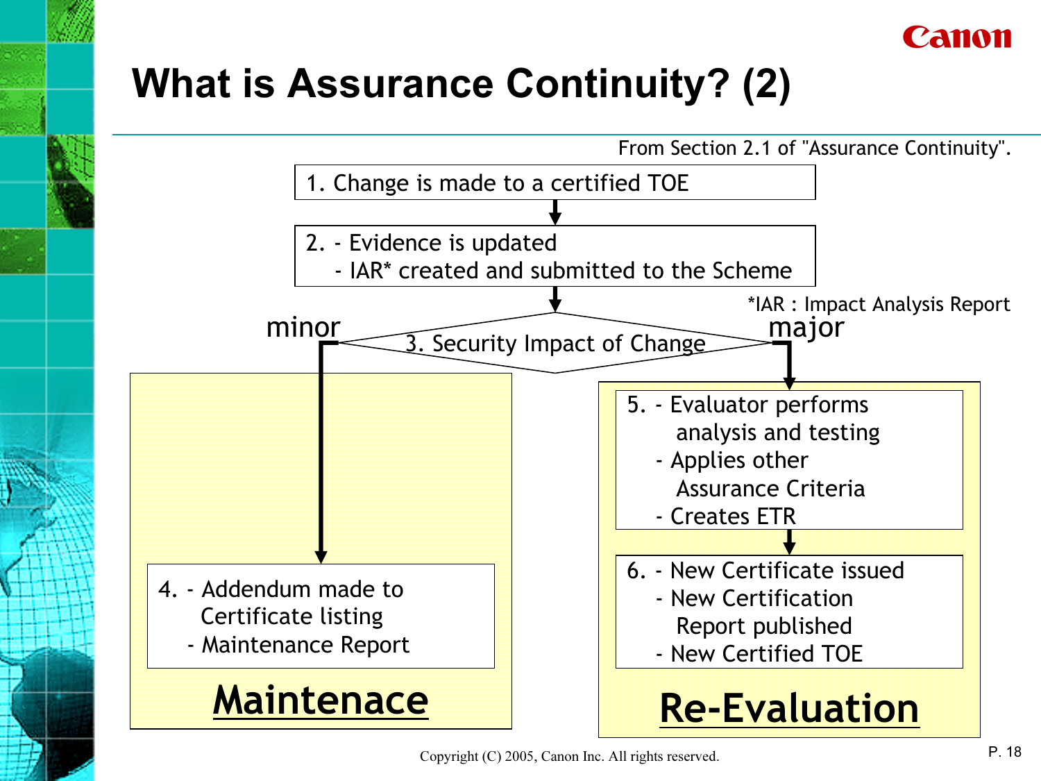# What is Assurance Continuity? (2)

From Section 2.1 of "Assurance Continuity".

1. Change is made to a certified TOE

2. - Evidence is updated
   - IAR* created and submitted to the Scheme

*IAR : Impact Analysis Report

3. Security Impact of Change

minor → **Maintenace**

4. - Addendum made to Certificate listing
   - Maintenance Report

major → **Re-Evaluation**

5. - Evaluator performs analysis and testing
   - Applies other Assurance Criteria
   - Creates ETR

6. - New Certificate issued
   - New Certification Report published
   - New Certified TOE

Copyright (C) 2005, Canon Inc. All rights reserved.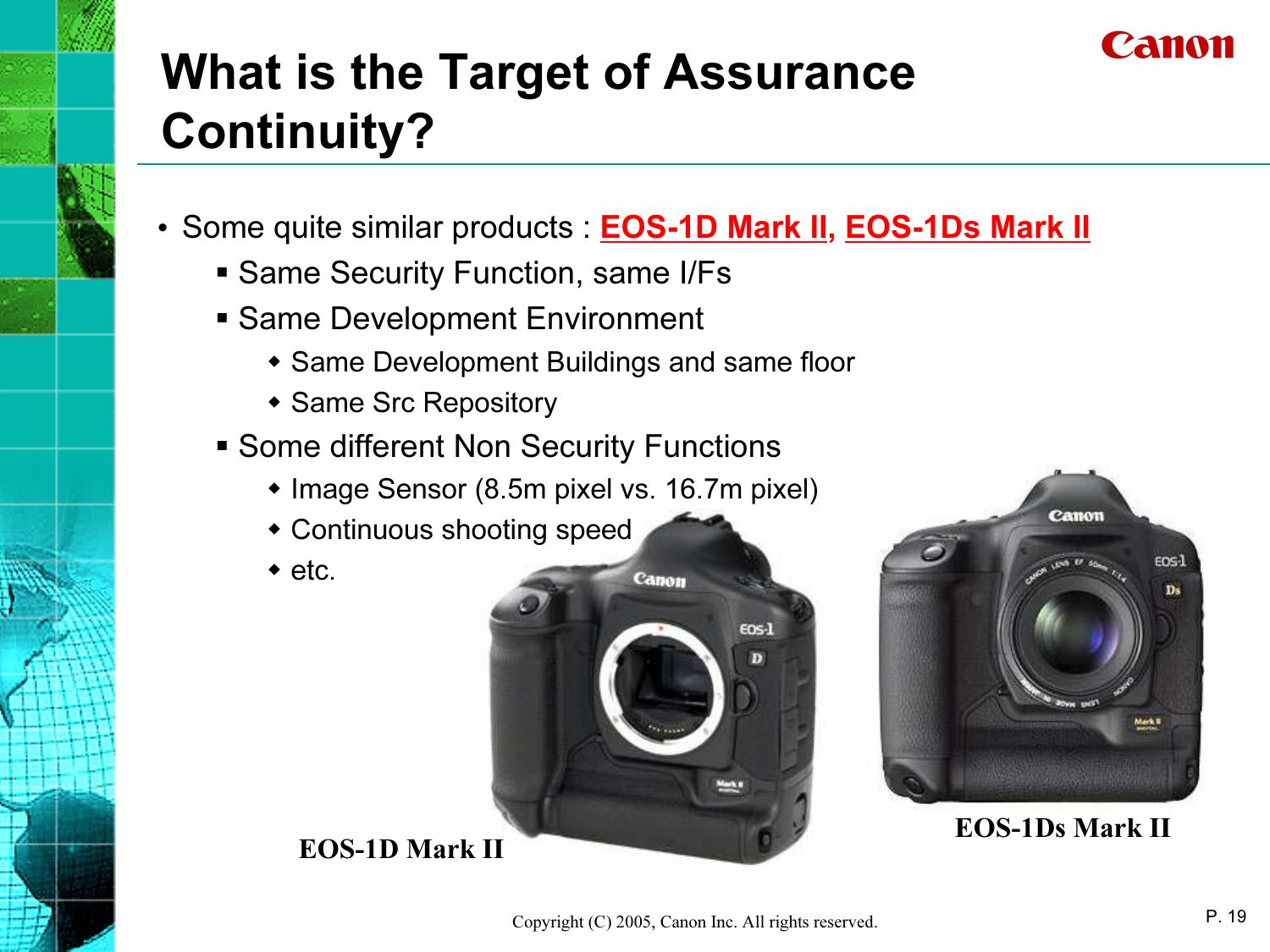# What is the Target of Assurance Continuity?

- Some quite similar products : **EOS-1D Mark II, EOS-1Ds Mark II**
  - Same Security Function, same I/Fs
  - Same Development Environment
    - Same Development Buildings and same floor
    - Same Src Repository
  - Some different Non Security Functions
    - Image Sensor (8.5m pixel vs. 16.7m pixel)
    - Continuous shooting speed
    - etc.

**EOS-1D Mark II**

**EOS-1Ds Mark II**

Copyright (C) 2005, Canon Inc. All rights reserved.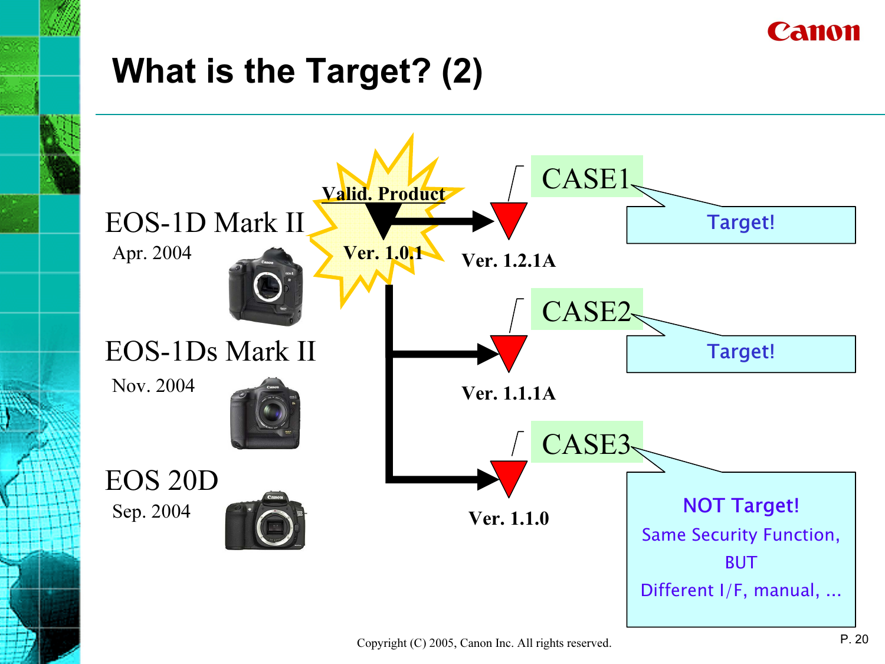# What is the Target? (2)

EOS-1D Mark II
Apr. 2004

EOS-1Ds Mark II
Nov. 2004

EOS 20D
Sep. 2004

Valid. Product
Ver. 1.0.1

CASE1
Ver. 1.2.1A
Target!

CASE2
Ver. 1.1.1A
Target!

CASE3
Ver. 1.1.0
NOT Target!
Same Security Function,
BUT
Different I/F, manual, ...

Copyright (C) 2005, Canon Inc. All rights reserved.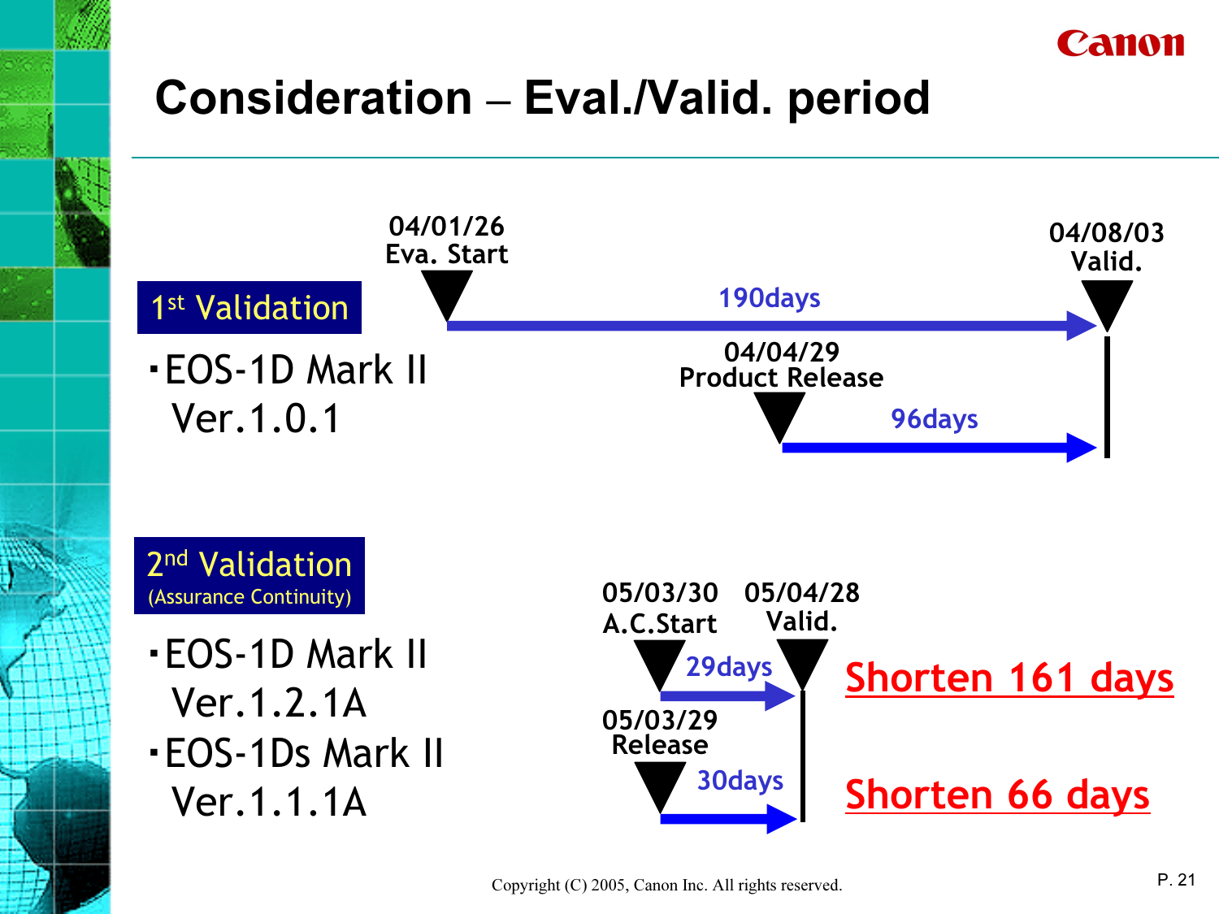# Consideration – Eval./Valid. period

## 1st Validation

- EOS-1D Mark II Ver.1.0.1

04/01/26 Eva. Start

190days

04/08/03 Valid.

04/04/29 Product Release

96days

## 2nd Validation

(Assurance Continuity)

- EOS-1D Mark II Ver.1.2.1A
- EOS-1Ds Mark II Ver.1.1.1A

05/03/30 A.C.Start

05/04/28 Valid.

29days

**Shorten 161 days**

05/03/29 Release

30days

**Shorten 66 days**

Copyright (C) 2005, Canon Inc. All rights reserved.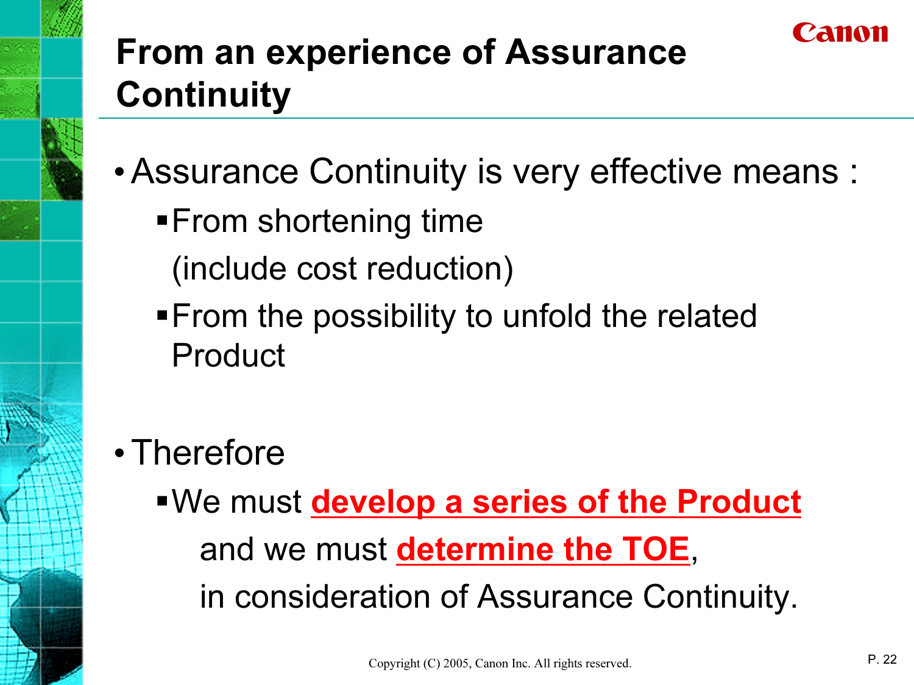# From an experience of Assurance Continuity

- Assurance Continuity is very effective means :
  - From shortening time
    (include cost reduction)
  - From the possibility to unfold the related Product

- Therefore
  - We must **develop a series of the Product** and we must **determine the TOE**, in consideration of Assurance Continuity.

Copyright (C) 2005, Canon Inc. All rights reserved.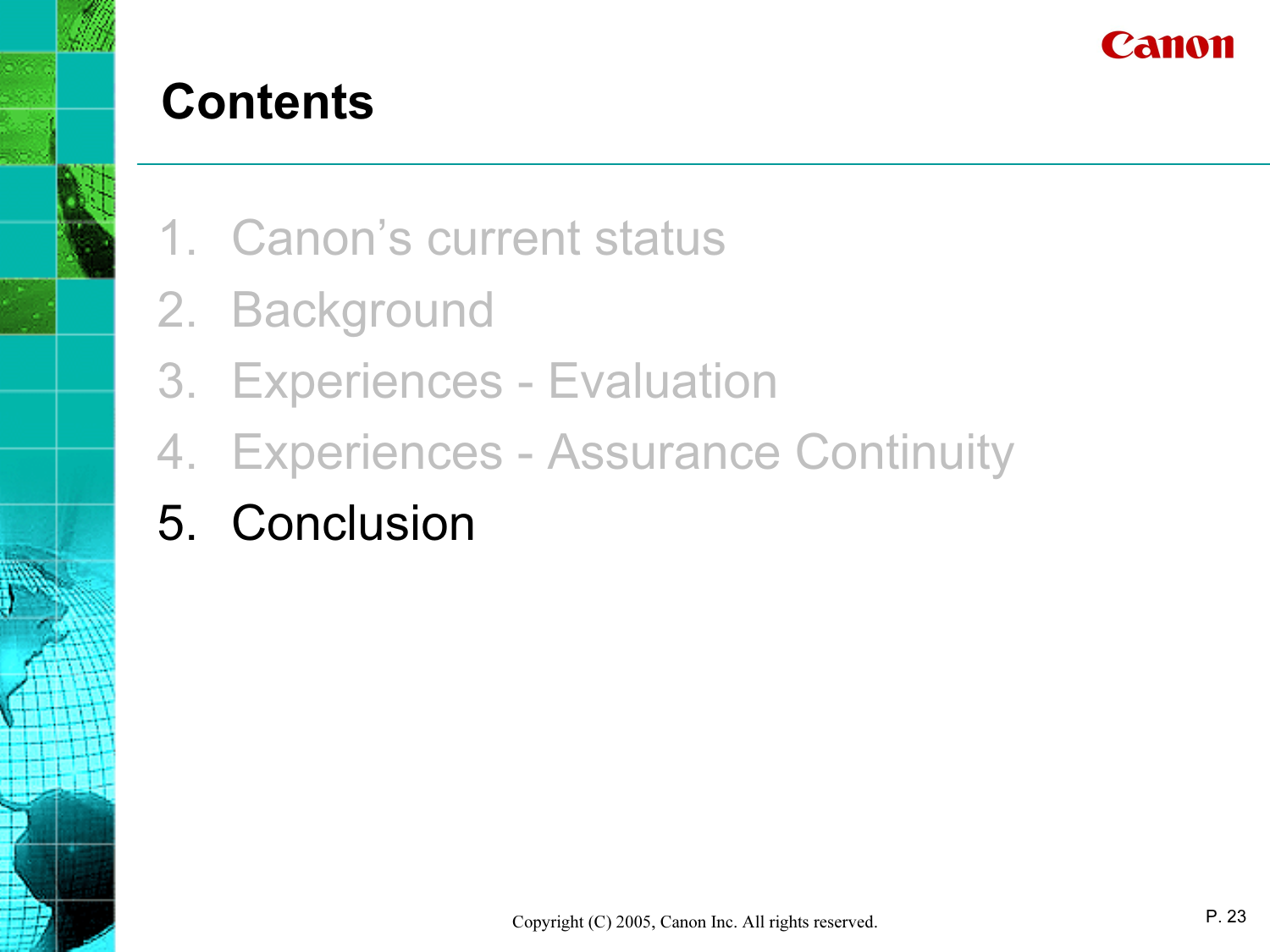# Contents

1. Canon's current status
2. Background
3. Experiences - Evaluation
4. Experiences - Assurance Continuity
5. Conclusion

Copyright (C) 2005, Canon Inc. All rights reserved.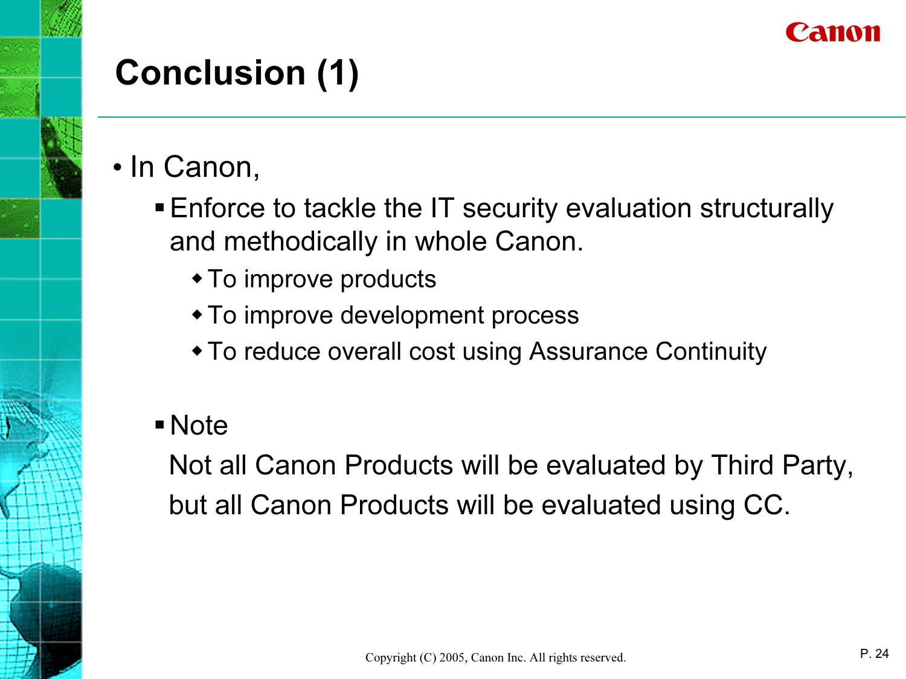# Conclusion (1)

- In Canon,
  - Enforce to tackle the IT security evaluation structurally and methodically in whole Canon.
    - To improve products
    - To improve development process
    - To reduce overall cost using Assurance Continuity
  - Note

    Not all Canon Products will be evaluated by Third Party, but all Canon Products will be evaluated using CC.

Copyright (C) 2005, Canon Inc. All rights reserved.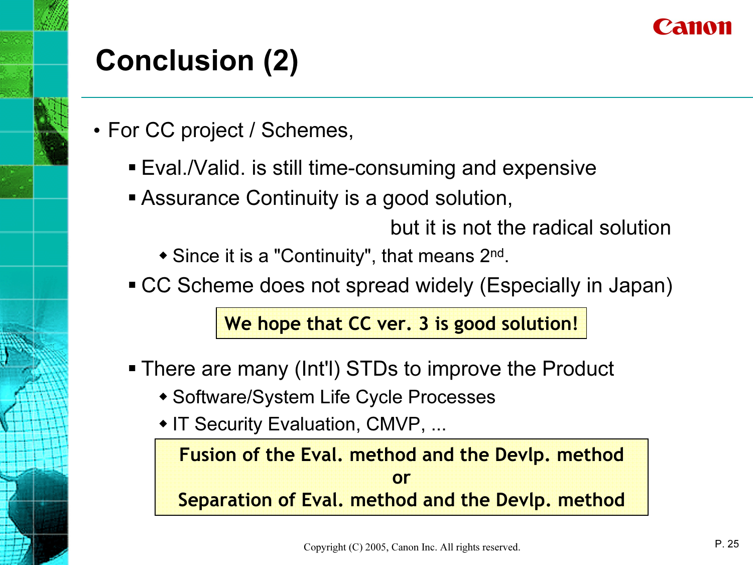# Conclusion (2)

- For CC project / Schemes,
  - Eval./Valid. is still time-consuming and expensive
  - Assurance Continuity is a good solution, but it is not the radical solution
    - Since it is a "Continuity", that means 2$^{nd}$.
  - CC Scheme does not spread widely (Especially in Japan)

**We hope that CC ver. 3 is good solution!**

  - There are many (Int'l) STDs to improve the Product
    - Software/System Life Cycle Processes
    - IT Security Evaluation, CMVP, ...

**Fusion of the Eval. method and the Devlp. method**
**or**
**Separation of Eval. method and the Devlp. method**

Copyright (C) 2005, Canon Inc. All rights reserved.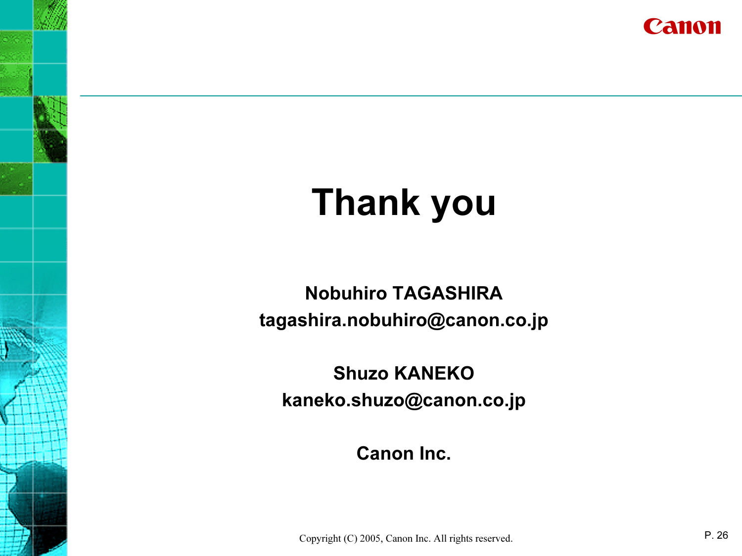# Thank you

**Nobuhiro TAGASHIRA**
**tagashira.nobuhiro@canon.co.jp**

**Shuzo KANEKO**
**kaneko.shuzo@canon.co.jp**

**Canon Inc.**

Copyright (C) 2005, Canon Inc. All rights reserved.